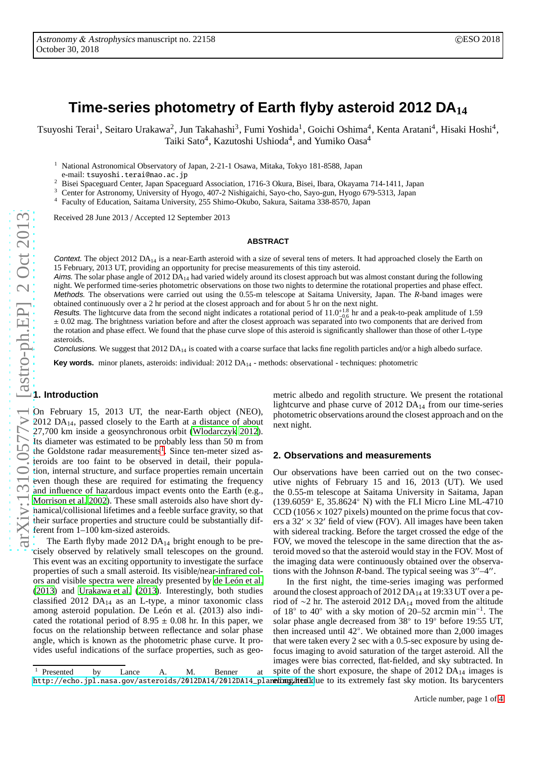# Time-series photometry of Earth flyby asteroid 2012 $DA_{14}$

Tsuyoshi Terai[1], Seitaro Urakawa[2], Jun Takahashi[3], Fumi Yoshida[1], Goichi Oshima[4], Kenta Aratani[4], Hisaki Hoshi[4], Taiki Sato[4], Kazutoshi Ushioda[4], and Yumiko Oasa[4]

[1] National Astronomical Observatory of Japan, 2-21-1 Osawa, Mitaka, Tokyo 181-8588, Japan
e-mail: tsuyoshi.terai@nao.ac.jp

[2] Bisei Spaceguard Center, Japan Spaceguard Association, 1716-3 Okura, Bisei, Ibara, Okayama 714-1411, Japan

[3] Center for Astronomy, University of Hyogo, 407-2 Nishigaichi, Sayo-cho, Sayo-gun, Hyogo 679-5313, Japan

[4] Faculty of Education, Saitama University, 255 Shimo-Okubo, Sakura, Saitama 338-8570, Japan

Received 28 June 2013 / Accepted 12 September 2013

## ABSTRACT

*Context.* The object 2012 $DA_{14}$ is a near-Earth asteroid with a size of several tens of meters. It had approached closely the Earth on 15 February, 2013 UT, providing an opportunity for precise measurements of this tiny asteroid.

*Aims.* The solar phase angle of 2012 $DA_{14}$ had varied widely around its closest approach but was almost constant during the following night. We performed time-series photometric observations on those two nights to determine the rotational properties and phase effect.

*Methods.* The observations were carried out using the 0.55-m telescope at Saitama University, Japan. The *R*-band images were obtained continuously over a 2 hr period at the closest approach and for about 5 hr on the next night.

*Results.* The lightcurve data from the second night indicates a rotational period of $11.0^{+1.8}_{-0.6}$ hr and a peak-to-peak amplitude of 1.59 $\pm$ 0.02 mag. The brightness variation before and after the closest approach was separated into two components that are derived from the rotation and phase effect. We found that the phase curve slope of this asteroid is significantly shallower than those of other L-type asteroids.

*Conclusions.* We suggest that 2012 $DA_{14}$ is coated with a coarse surface that lacks fine regolith particles and/or a high albedo surface.

**Key words.** minor planets, asteroids: individual: 2012 $DA_{14}$ - methods: observational - techniques: photometric

## 1. Introduction

On February 15, 2013 UT, the near-Earth object (NEO), 2012 $DA_{14}$, passed closely to the Earth at a distance of about 27,700 km inside a geosynchronous orbit (Wlodarczyk 2012). Its diameter was estimated to be probably less than 50 m from the Goldstone radar measurements[1]. Since ten-meter sized asteroids are too faint to be observed in detail, their population, internal structure, and surface properties remain uncertain even though these are required for estimating the frequency and influence of hazardous impact events onto the Earth (e.g., Morrison et al. 2002). These small asteroids also have short dynamical/collisional lifetimes and a feeble surface gravity, so that their surface properties and structure could be substantially different from 1–100 km-sized asteroids.

The Earth flyby made 2012 $DA_{14}$ bright enough to be precisely observed by relatively small telescopes on the ground. This event was an exciting opportunity to investigate the surface properties of such a small asteroid. Its visible/near-infrared colors and visible spectra were already presented by de León et al. (2013) and Urakawa et al. (2013). Interestingly, both studies classified 2012 $DA_{14}$ as an L-type, a minor taxonomic class among asteroid population. De León et al. (2013) also indicated the rotational period of 8.95 $\pm$ 0.08 hr. In this paper, we focus on the relationship between reflectance and solar phase angle, which is known as the photometric phase curve. It provides useful indications of the surface properties, such as geometric albedo and regolith structure. We present the rotational lightcurve and phase curve of 2012 $DA_{14}$ from our time-series photometric observations around the closest approach and on the next night.

## 2. Observations and measurements

Our observations have been carried out on the two consecutive nights of February 15 and 16, 2013 (UT). We used the 0.55-m telescope at Saitama University in Saitama, Japan (139.6059° E, 35.8624° N) with the FLI Micro Line ML-4710 CCD ($1056 \times 1027$ pixels) mounted on the prime focus that covers a $32' \times 32'$ field of view (FOV). All images have been taken with sidereal tracking. Before the target crossed the edge of the FOV, we moved the telescope in the same direction that the asteroid moved so that the asteroid would stay in the FOV. Most of the imaging data were continuously obtained over the observations with the Johnson *R*-band. The typical seeing was 3″–4″.

In the first night, the time-series imaging was performed around the closest approach of 2012 $DA_{14}$ at 19:33 UT over a period of ~2 hr. The asteroid 2012 $DA_{14}$ moved from the altitude of 18° to 40° with a sky motion of 20–52 arcmin $\mathrm{min}^{-1}$. The solar phase angle decreased from 38° to 19° before 19:55 UT, then increased until 42°. We obtained more than 2,000 images that were taken every 2 sec with a 0.5-sec exposure by using defocus imaging to avoid saturation of the target asteroid. All the images were bias corrected, flat-fielded, and sky subtracted. In spite of the short exposure, the shape of 2012 $DA_{14}$ images is elongated due to its extremely fast sky motion. Its barycenters

[1] Presented by Lance A. M. Benner at http://echo.jpl.nasa.gov/asteroids/2012DA14/2012DA14_planning.html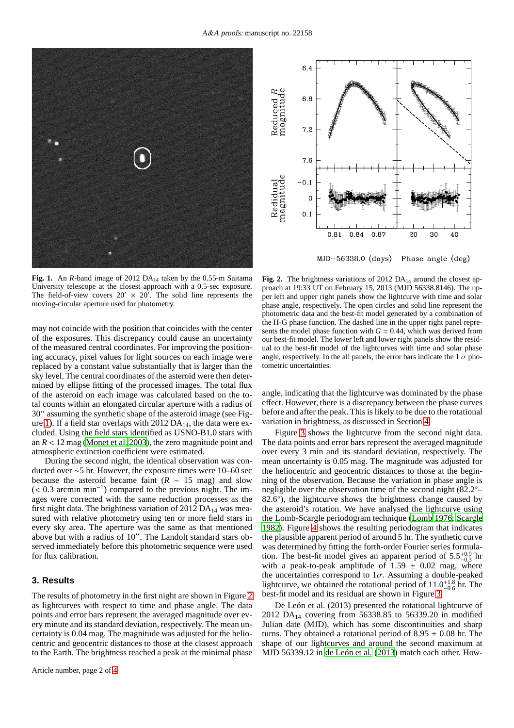**Fig. 1.** An *R*-band image of 2012 $DA_{14}$ taken by the 0.55-m Saitama University telescope at the closest approach with a 0.5-sec exposure. The field-of-view covers $20' \times 20'$. The solid line represents the moving-circular aperture used for photometry.

**Fig. 2.** The brightness variations of 2012 $DA_{14}$ around the closest approach at 19:33 UT on February 15, 2013 (MJD 56338.8146). The upper left and upper right panels show the lightcurve with time and solar phase angle, respectively. The open circles and solid line represent the photometric data and the best-fit model generated by a combination of the H-G phase function. The dashed line in the upper right panel represents the model phase function with $G = 0.44$, which was derived from our best-fit model. The lower left and lower right panels show the residual to the best-fit model of the lightcurves with time and solar phase angle, respectively. In the all panels, the error bars indicate the 1 $\sigma$ photometric uncertainties.

may not coincide with the position that coincides with the center of the exposures. This discrepancy could cause an uncertainty of the measured central coordinates. For improving the positioning accuracy, pixel values for light sources on each image were replaced by a constant value substantially that is larger than the sky level. The central coordinates of the asteroid were then determined by ellipse fitting of the processed images. The total flux of the asteroid on each image was calculated based on the total counts within an elongated circular aperture with a radius of 30″ assuming the synthetic shape of the asteroid image (see Figure 1). If a field star overlaps with 2012 $DA_{14}$, the data were excluded. Using the field stars identified as USNO-B1.0 stars with an $R < 12$ mag (Monet et al. 2003), the zero magnitude point and atmospheric extinction coefficient were estimated.

During the second night, the identical observation was conducted over ~5 hr. However, the exposure times were 10–60 sec because the asteroid became faint ($R \sim 15$ mag) and slow ($< 0.3$ arcmin $\mathrm{min}^{-1}$) compared to the previous night. The images were corrected with the same reduction processes as the first night data. The brightness variation of 2012 $DA_{14}$ was measured with relative photometry using ten or more field stars in every sky area. The aperture was the same as that mentioned above but with a radius of 10″. The Landolt standard stars observed immediately before this photometric sequence were used for flux calibration.

## 3. Results

The results of photometry in the first night are shown in Figure 2 as lightcurves with respect to time and phase angle. The data points and error bars represent the averaged magnitude over every minute and its standard deviation, respectively. The mean uncertainty is 0.04 mag. The magnitude was adjusted for the heliocentric and geocentric distances to those at the closest approach to the Earth. The brightness reached a peak at the minimal phase angle, indicating that the lightcurve was dominated by the phase effect. However, there is a discrepancy between the phase curves before and after the peak. This is likely to be due to the rotational variation in brightness, as discussed in Section 4.

Figure 3 shows the lightcurve from the second night data. The data points and error bars represent the averaged magnitude over every 3 min and its standard deviation, respectively. The mean uncertainty is 0.05 mag. The magnitude was adjusted for the heliocentric and geocentric distances to those at the beginning of the observation. Because the variation in phase angle is negligible over the observation time of the second night (82.2°–82.6°), the lightcurve shows the brightness change caused by the asteroid's rotation. We have analysed the lightcurve using the Lomb-Scargle periodogram technique (Lomb 1976; Scargle 1982). Figure 4 shows the resulting periodogram that indicates the plausible apparent period of around 5 hr. The synthetic curve was determined by fitting the forth-order Fourier series formulation. The best-fit model gives an apparent period of $5.5^{+0.9}_{-0.3}$ hr with a peak-to-peak amplitude of $1.59 \pm 0.02$ mag, where the uncertainties correspond to $1\sigma$. Assuming a double-peaked lightcurve, we obtained the rotational period of $11.0^{+1.8}_{-0.6}$ hr. The best-fit model and its residual are shown in Figure 3.

De León et al. (2013) presented the rotational lightcurve of 2012 $DA_{14}$ covering from 56338.85 to 56339.20 in modified Julian date (MJD), which has some discontinuities and sharp turns. They obtained a rotational period of $8.95 \pm 0.08$ hr. The shape of our lightcurves and around the second maximum at MJD 56339.12 in de León et al. (2013) match each other. How-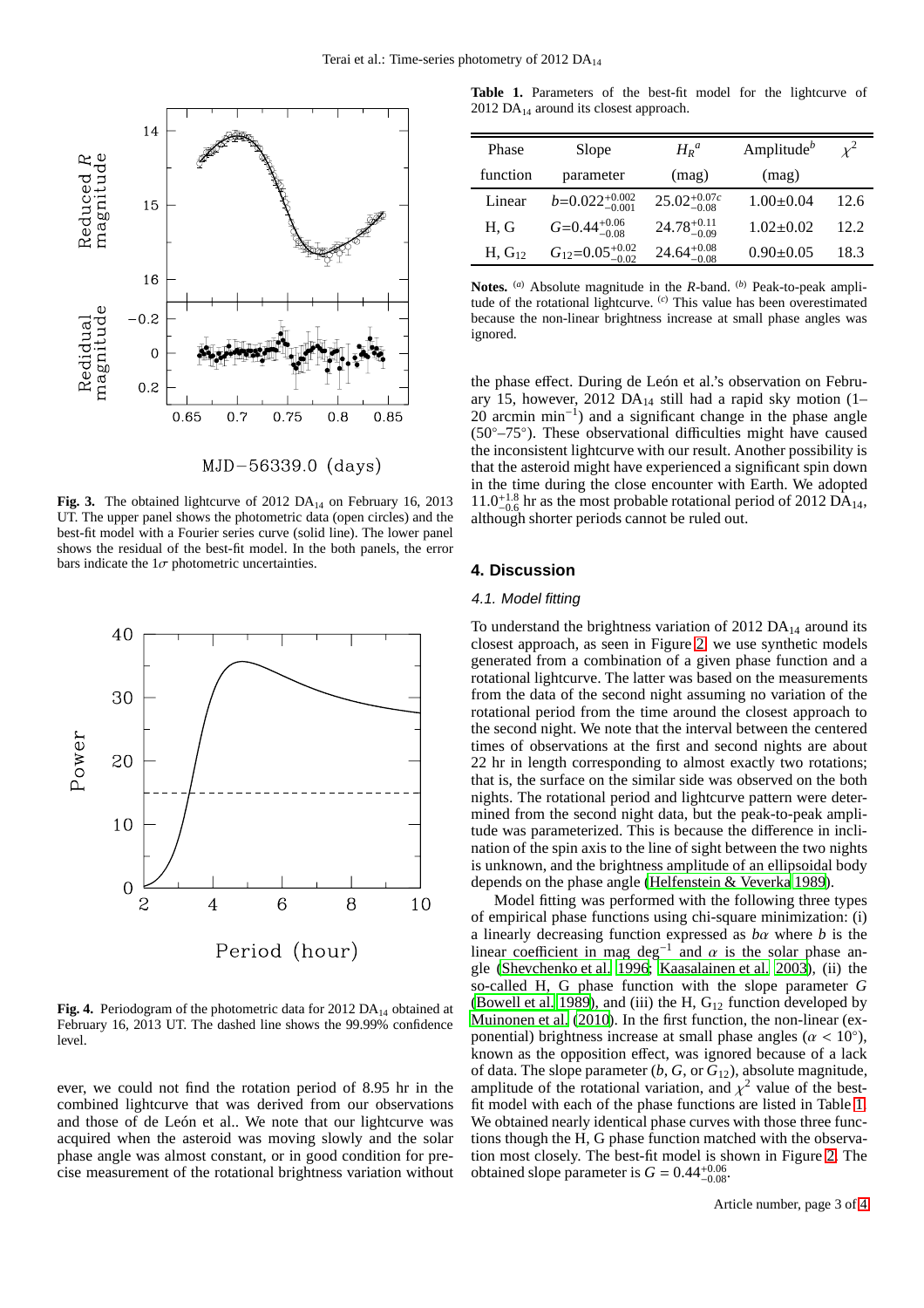**Fig. 3.** The obtained lightcurve of 2012 $DA_{14}$ on February 16, 2013 UT. The upper panel shows the photometric data (open circles) and the best-fit model with a Fourier series curve (solid line). The lower panel shows the residual of the best-fit model. In the both panels, the error bars indicate the $1\sigma$ photometric uncertainties.

**Fig. 4.** Periodogram of the photometric data for 2012 $DA_{14}$ obtained at February 16, 2013 UT. The dashed line shows the 99.99% confidence level.

ever, we could not find the rotation period of 8.95 hr in the combined lightcurve that was derived from our observations and those of de León et al.. We note that our lightcurve was acquired when the asteroid was moving slowly and the solar phase angle was almost constant, or in good condition for precise measurement of the rotational brightness variation without the phase effect. During de León et al.'s observation on February 15, however, 2012 $DA_{14}$ still had a rapid sky motion (1–20 arcmin $\mathrm{min}^{-1}$) and a significant change in the phase angle (50°–75°). These observational difficulties might have caused the inconsistent lightcurve with our result. Another possibility is that the asteroid might have experienced a significant spin down in the time during the close encounter with Earth. We adopted $11.0^{+1.8}_{-0.6}$ hr as the most probable rotational period of 2012 $DA_{14}$, although shorter periods cannot be ruled out.

**Table 1.** Parameters of the best-fit model for the lightcurve of 2012 $DA_{14}$ around its closest approach.

| Phase function | Slope parameter | $H_R{}^{a}$ (mag) | Amplitude$^{b}$ (mag) | $\chi^2$ |
|---|---|---|---|---|
| Linear | $b$=$0.022^{+0.002}_{-0.001}$ | $25.02^{+0.07c}_{-0.08}$ | $1.00\pm0.04$ | 12.6 |
| H, G | $G$=$0.44^{+0.06}_{-0.08}$ | $24.78^{+0.11}_{-0.09}$ | $1.02\pm0.02$ | 12.2 |
| H, $G_{12}$ | $G_{12}$=$0.05^{+0.02}_{-0.02}$ | $24.64^{+0.08}_{-0.08}$ | $0.90\pm0.05$ | 18.3 |

**Notes.** [a] Absolute magnitude in the *R*-band. [b] Peak-to-peak amplitude of the rotational lightcurve. [c] This value has been overestimated because the non-linear brightness increase at small phase angles was ignored.

## 4. Discussion

### 4.1. Model fitting

To understand the brightness variation of 2012 $DA_{14}$ around its closest approach, as seen in Figure 2, we use synthetic models generated from a combination of a given phase function and a rotational lightcurve. The latter was based on the measurements from the data of the second night assuming no variation of the rotational period from the time around the closest approach to the second night. We note that the interval between the centered times of observations at the first and second nights are about 22 hr in length corresponding to almost exactly two rotations; that is, the surface on the similar side was observed on the both nights. The rotational period and lightcurve pattern were determined from the second night data, but the peak-to-peak amplitude was parameterized. This is because the difference in inclination of the spin axis to the line of sight between the two nights is unknown, and the brightness amplitude of an ellipsoidal body depends on the phase angle (Helfenstein & Veverka 1989).

Model fitting was performed with the following three types of empirical phase functions using chi-square minimization: (i) a linearly decreasing function expressed as $b\alpha$ where $b$ is the linear coefficient in mag $\mathrm{deg}^{-1}$ and $\alpha$ is the solar phase angle (Shevchenko et al. 1996; Kaasalainen et al. 2003), (ii) the so-called H, G phase function with the slope parameter $G$ (Bowell et al. 1989), and (iii) the H, $G_{12}$ function developed by Muinonen et al. (2010). In the first function, the non-linear (exponential) brightness increase at small phase angles ($\alpha < 10°$), known as the opposition effect, was ignored because of a lack of data. The slope parameter ($b$, $G$, or $G_{12}$), absolute magnitude, amplitude of the rotational variation, and $\chi^2$ value of the best-fit model with each of the phase functions are listed in Table 1. We obtained nearly identical phase curves with those three functions though the H, G phase function matched with the observation most closely. The best-fit model is shown in Figure 2. The obtained slope parameter is $G = 0.44^{+0.06}_{-0.08}$.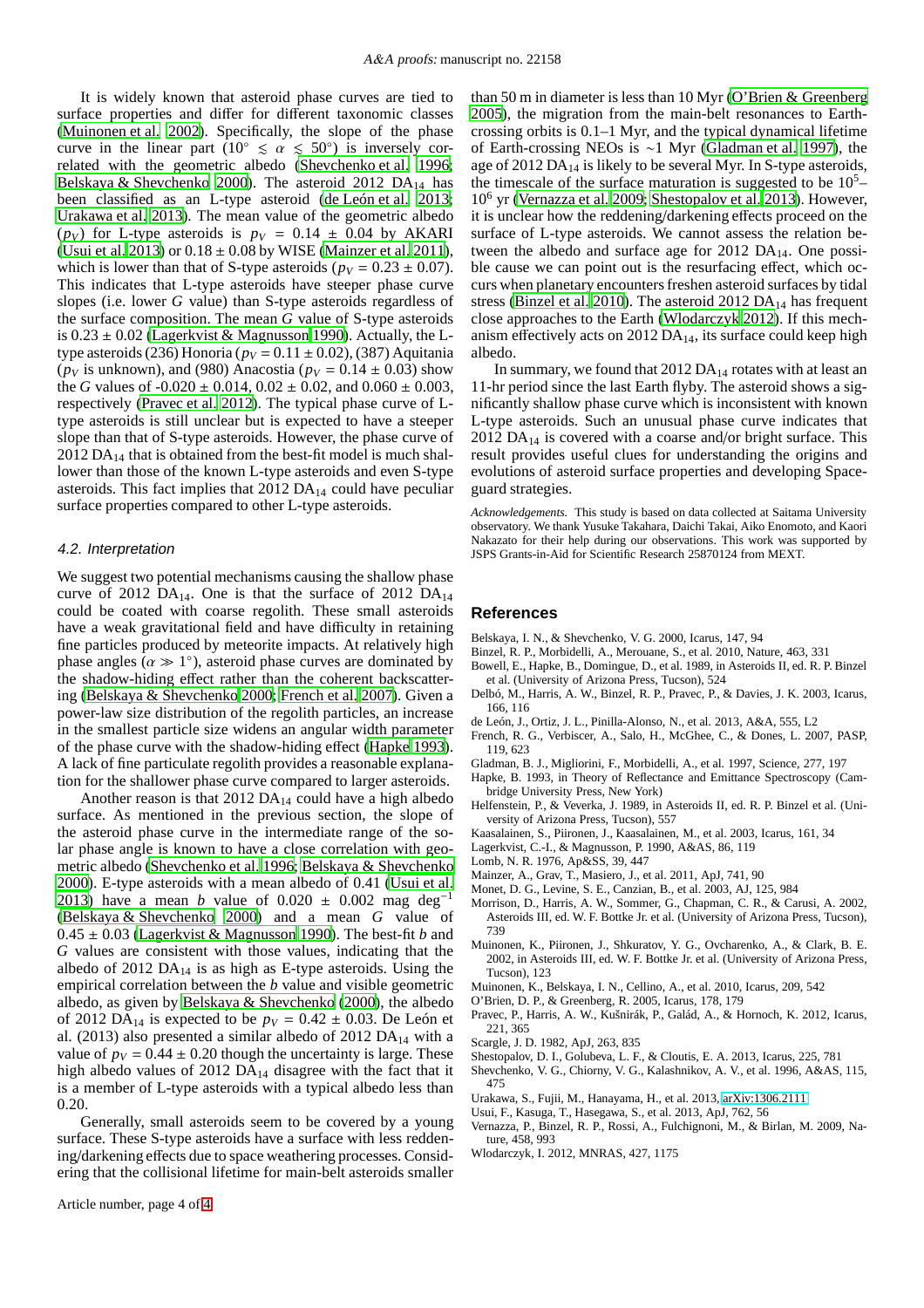It is widely known that asteroid phase curves are tied to surface properties and differ for different taxonomic classes (Muinonen et al. 2002). Specifically, the slope of the phase curve in the linear part ($10^\circ \lesssim \alpha \lesssim 50^\circ$) is inversely correlated with the geometric albedo (Shevchenko et al. 1996; Belskaya & Shevchenko 2000). The asteroid 2012 $DA_{14}$ has been classified as an L-type asteroid (de León et al. 2013; Urakawa et al. 2013). The mean value of the geometric albedo ($p_V$) for L-type asteroids is $p_V = 0.14 \pm 0.04$ by AKARI (Usui et al. 2013) or $0.18 \pm 0.08$ by WISE (Mainzer et al. 2011), which is lower than that of S-type asteroids ($p_V = 0.23 \pm 0.07$). This indicates that L-type asteroids have steeper phase curve slopes (i.e. lower $G$ value) than S-type asteroids regardless of the surface composition. The mean $G$ value of S-type asteroids is $0.23 \pm 0.02$ (Lagerkvist & Magnusson 1990). Actually, the L-type asteroids (236) Honoria ($p_V = 0.11 \pm 0.02$), (387) Aquitania ($p_V$ is unknown), and (980) Anacostia ($p_V = 0.14 \pm 0.03$) show the $G$ values of $-0.020 \pm 0.014$, $0.02 \pm 0.02$, and $0.060 \pm 0.003$, respectively (Pravec et al. 2012). The typical phase curve of L-type asteroids is still unclear but is expected to have a steeper slope than that of S-type asteroids. However, the phase curve of 2012 $DA_{14}$ that is obtained from the best-fit model is much shallower than those of the known L-type asteroids and even S-type asteroids. This fact implies that 2012 $DA_{14}$ could have peculiar surface properties compared to other L-type asteroids.

### 4.2. Interpretation

We suggest two potential mechanisms causing the shallow phase curve of 2012 $DA_{14}$. One is that the surface of 2012 $DA_{14}$ could be coated with coarse regolith. These small asteroids have a weak gravitational field and have difficulty in retaining fine particles produced by meteorite impacts. At relatively high phase angles ($\alpha \gg 1^\circ$), asteroid phase curves are dominated by the shadow-hiding effect rather than the coherent backscattering (Belskaya & Shevchenko 2000; French et al. 2007). Given a power-law size distribution of the regolith particles, an increase in the smallest particle size widens an angular width parameter of the phase curve with the shadow-hiding effect (Hapke 1993). A lack of fine particulate regolith provides a reasonable explanation for the shallower phase curve compared to larger asteroids.

Another reason is that 2012 $DA_{14}$ could have a high albedo surface. As mentioned in the previous section, the slope of the asteroid phase curve in the intermediate range of the solar phase angle is known to have a close correlation with geometric albedo (Shevchenko et al. 1996; Belskaya & Shevchenko 2000). E-type asteroids with a mean albedo of 0.41 (Usui et al. 2013) have a mean $b$ value of $0.020 \pm 0.002$ mag deg$^{-1}$ (Belskaya & Shevchenko 2000) and a mean $G$ value of $0.45 \pm 0.03$ (Lagerkvist & Magnusson 1990). The best-fit $b$ and $G$ values are consistent with those values, indicating that the albedo of 2012 $DA_{14}$ is as high as E-type asteroids. Using the empirical correlation between the $b$ value and visible geometric albedo, as given by Belskaya & Shevchenko (2000), the albedo of 2012 $DA_{14}$ is expected to be $p_V = 0.42 \pm 0.03$. De León et al. (2013) also presented a similar albedo of 2012 $DA_{14}$ with a value of $p_V = 0.44 \pm 0.20$ though the uncertainty is large. These high albedo values of 2012 $DA_{14}$ disagree with the fact that it is a member of L-type asteroids with a typical albedo less than 0.20.

Generally, small asteroids seem to be covered by a young surface. These S-type asteroids have a surface with less reddening/darkening effects due to space weathering processes. Considering that the collisional lifetime for main-belt asteroids smaller than 50 m in diameter is less than 10 Myr (O'Brien & Greenberg 2005), the migration from the main-belt resonances to Earth-crossing orbits is 0.1–1 Myr, and the typical dynamical lifetime of Earth-crossing NEOs is ~1 Myr (Gladman et al. 1997), the age of 2012 $DA_{14}$ is likely to be several Myr. In S-type asteroids, the timescale of the surface maturation is suggested to be $10^5$–$10^6$ yr (Vernazza et al. 2009; Shestopalov et al. 2013). However, it is unclear how the reddening/darkening effects proceed on the surface of L-type asteroids. We cannot assess the relation between the albedo and surface age for 2012 $DA_{14}$. One possible cause we can point out is the resurfacing effect, which occurs when planetary encounters freshen asteroid surfaces by tidal stress (Binzel et al. 2010). The asteroid 2012 $DA_{14}$ has frequent close approaches to the Earth (Wlodarczyk 2012). If this mechanism effectively acts on 2012 $DA_{14}$, its surface could keep high albedo.

In summary, we found that 2012 $DA_{14}$ rotates with at least an 11-hr period since the last Earth flyby. The asteroid shows a significantly shallow phase curve which is inconsistent with known L-type asteroids. Such an unusual phase curve indicates that 2012 $DA_{14}$ is covered with a coarse and/or bright surface. This result provides useful clues for understanding the origins and evolutions of asteroid surface properties and developing Spaceguard strategies.

*Acknowledgements.* This study is based on data collected at Saitama University observatory. We thank Yusuke Takahara, Daichi Takai, Aiko Enomoto, and Kaori Nakazato for their help during our observations. This work was supported by JSPS Grants-in-Aid for Scientific Research 25870124 from MEXT.

## References

Belskaya, I. N., & Shevchenko, V. G. 2000, Icarus, 147, 94

Binzel, R. P., Morbidelli, A., Merouane, S., et al. 2010, Nature, 463, 331

Bowell, E., Hapke, B., Domingue, D., et al. 1989, in Asteroids II, ed. R. P. Binzel et al. (University of Arizona Press, Tucson), 524

Delbó, M., Harris, A. W., Binzel, R. P., Pravec, P., & Davies, J. K. 2003, Icarus, 166, 116

de León, J., Ortiz, J. L., Pinilla-Alonso, N., et al. 2013, A&A, 555, L2

French, R. G., Verbiscer, A., Salo, H., McGhee, C., & Dones, L. 2007, PASP, 119, 623

Gladman, B. J., Migliorini, F., Morbidelli, A., et al. 1997, Science, 277, 197

Hapke, B. 1993, in Theory of Reflectance and Emittance Spectroscopy (Cambridge University Press, New York)

Helfenstein, P., & Veverka, J. 1989, in Asteroids II, ed. R. P. Binzel et al. (University of Arizona Press, Tucson), 557

Kaasalainen, S., Piironen, J., Kaasalainen, M., et al. 2003, Icarus, 161, 34

Lagerkvist, C.-I., & Magnusson, P. 1990, A&AS, 86, 119

Lomb, N. R. 1976, Ap&SS, 39, 447

Mainzer, A., Grav, T., Masiero, J., et al. 2011, ApJ, 741, 90

Monet, D. G., Levine, S. E., Canzian, B., et al. 2003, AJ, 125, 984

Morrison, D., Harris, A. W., Sommer, G., Chapman, C. R., & Carusi, A. 2002, Asteroids III, ed. W. F. Bottke Jr. et al. (University of Arizona Press, Tucson), 739

Muinonen, K., Piironen, J., Shkuratov, Y. G., Ovcharenko, A., & Clark, B. E. 2002, in Asteroids III, ed. W. F. Bottke Jr. et al. (University of Arizona Press, Tucson), 123

Muinonen, K., Belskaya, I. N., Cellino, A., et al. 2010, Icarus, 209, 542

O'Brien, D. P., & Greenberg, R. 2005, Icarus, 178, 179

Pravec, P., Harris, A. W., Kušnirák, P., Galád, A., & Hornoch, K. 2012, Icarus, 221, 365

Scargle, J. D. 1982, ApJ, 263, 835

Shestopalov, D. I., Golubeva, L. F., & Cloutis, E. A. 2013, Icarus, 225, 781

Shevchenko, V. G., Chiorny, V. G., Kalashnikov, A. V., et al. 1996, A&AS, 115, 475

Urakawa, S., Fujii, M., Hanayama, H., et al. 2013, arXiv:1306.2111

Usui, F., Kasuga, T., Hasegawa, S., et al. 2013, ApJ, 762, 56

Vernazza, P., Binzel, R. P., Rossi, A., Fulchignoni, M., & Birlan, M. 2009, Nature, 458, 993

Wlodarczyk, I. 2012, MNRAS, 427, 1175